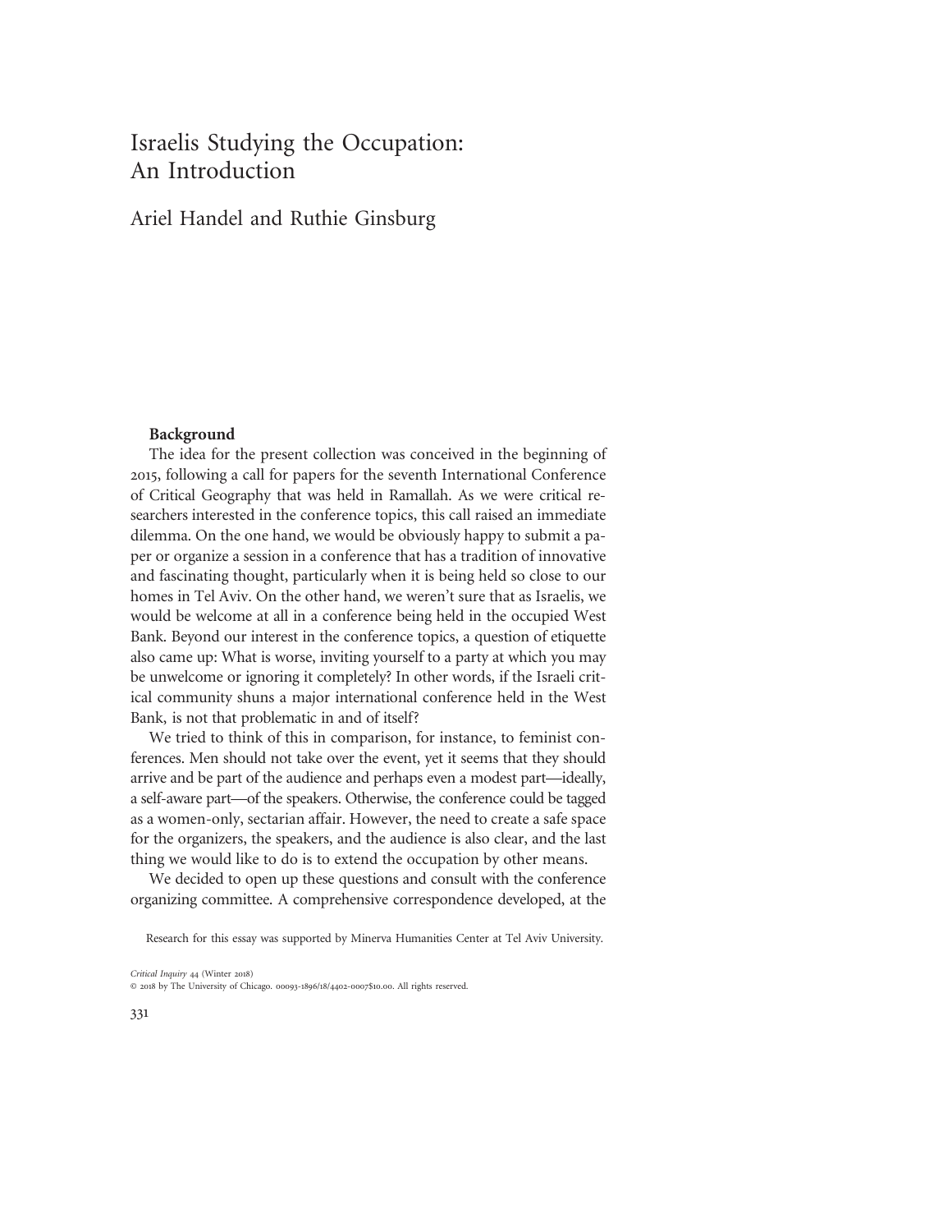# Israelis Studying the Occupation: An Introduction

## Ariel Handel and Ruthie Ginsburg

### Background

The idea for the present collection was conceived in the beginning of 2015, following a call for papers for the seventh International Conference of Critical Geography that was held in Ramallah. As we were critical researchers interested in the conference topics, this call raised an immediate dilemma. On the one hand, we would be obviously happy to submit a paper or organize a session in a conference that has a tradition of innovative and fascinating thought, particularly when it is being held so close to our homes in Tel Aviv. On the other hand, we weren't sure that as Israelis, we would be welcome at all in a conference being held in the occupied West Bank. Beyond our interest in the conference topics, a question of etiquette also came up: What is worse, inviting yourself to a party at which you may be unwelcome or ignoring it completely? In other words, if the Israeli critical community shuns a major international conference held in the West Bank, is not that problematic in and of itself?

We tried to think of this in comparison, for instance, to feminist conferences. Men should not take over the event, yet it seems that they should arrive and be part of the audience and perhaps even a modest part—ideally, a self-aware part—of the speakers. Otherwise, the conference could be tagged as a women-only, sectarian affair. However, the need to create a safe space for the organizers, the speakers, and the audience is also clear, and the last thing we would like to do is to extend the occupation by other means.

We decided to open up these questions and consult with the conference organizing committee. A comprehensive correspondence developed, at the

Research for this essay was supported by Minerva Humanities Center at Tel Aviv University.

*Critical Inquiry* 44 (Winter 2018)
© 2018 by The University of Chicago. 00093-1896/18/4402-0007$10.00. All rights reserved.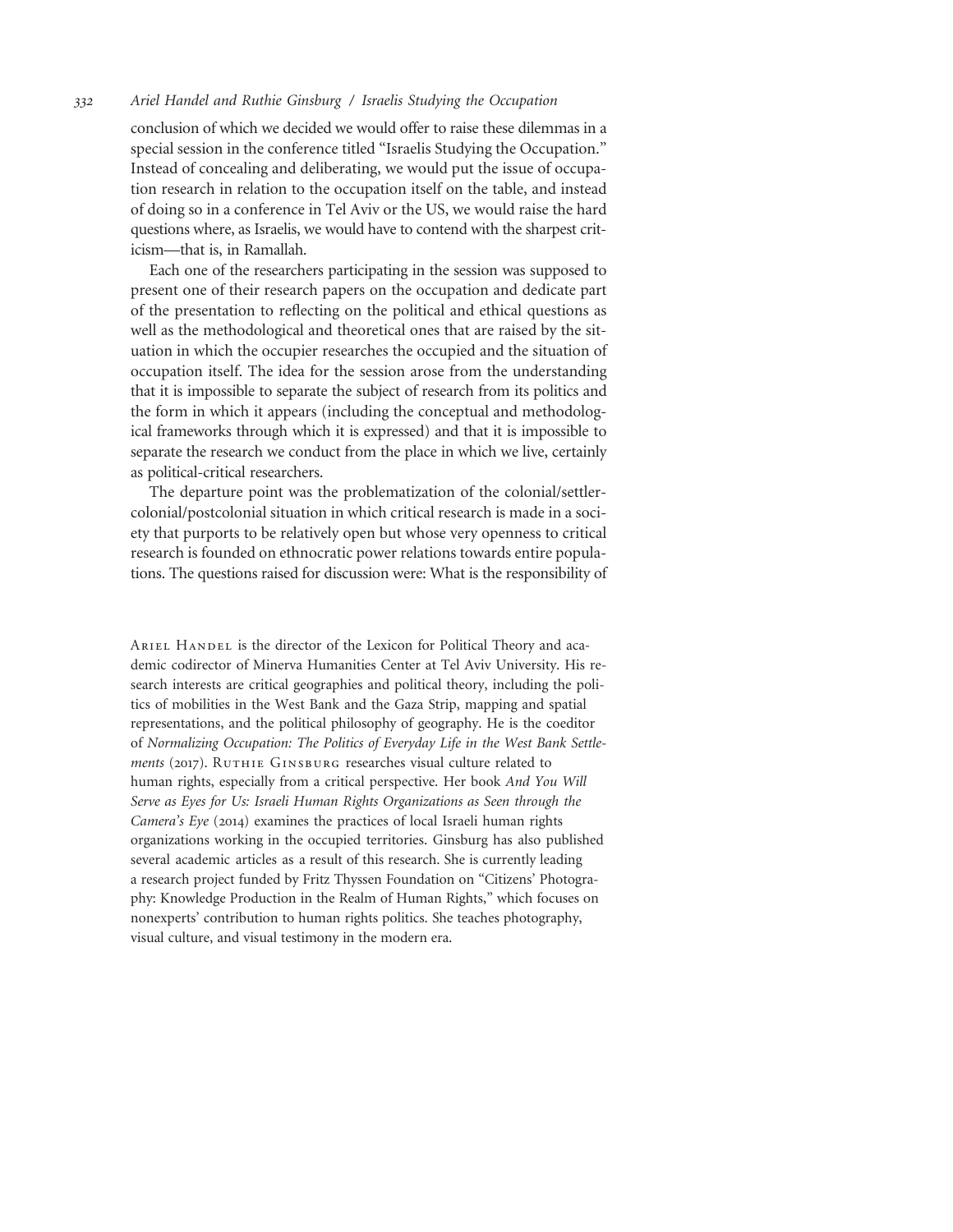conclusion of which we decided we would offer to raise these dilemmas in a special session in the conference titled "Israelis Studying the Occupation." Instead of concealing and deliberating, we would put the issue of occupation research in relation to the occupation itself on the table, and instead of doing so in a conference in Tel Aviv or the US, we would raise the hard questions where, as Israelis, we would have to contend with the sharpest criticism—that is, in Ramallah.

Each one of the researchers participating in the session was supposed to present one of their research papers on the occupation and dedicate part of the presentation to reflecting on the political and ethical questions as well as the methodological and theoretical ones that are raised by the situation in which the occupier researches the occupied and the situation of occupation itself. The idea for the session arose from the understanding that it is impossible to separate the subject of research from its politics and the form in which it appears (including the conceptual and methodological frameworks through which it is expressed) and that it is impossible to separate the research we conduct from the place in which we live, certainly as political-critical researchers.

The departure point was the problematization of the colonial/settler-colonial/postcolonial situation in which critical research is made in a society that purports to be relatively open but whose very openness to critical research is founded on ethnocratic power relations towards entire populations. The questions raised for discussion were: What is the responsibility of

---

Ariel Handel is the director of the Lexicon for Political Theory and academic codirector of Minerva Humanities Center at Tel Aviv University. His research interests are critical geographies and political theory, including the politics of mobilities in the West Bank and the Gaza Strip, mapping and spatial representations, and the political philosophy of geography. He is the coeditor of *Normalizing Occupation: The Politics of Everyday Life in the West Bank Settlements* (2017). Ruthie Ginsburg researches visual culture related to human rights, especially from a critical perspective. Her book *And You Will Serve as Eyes for Us: Israeli Human Rights Organizations as Seen through the Camera's Eye* (2014) examines the practices of local Israeli human rights organizations working in the occupied territories. Ginsburg has also published several academic articles as a result of this research. She is currently leading a research project funded by Fritz Thyssen Foundation on "Citizens' Photography: Knowledge Production in the Realm of Human Rights," which focuses on nonexperts' contribution to human rights politics. She teaches photography, visual culture, and visual testimony in the modern era.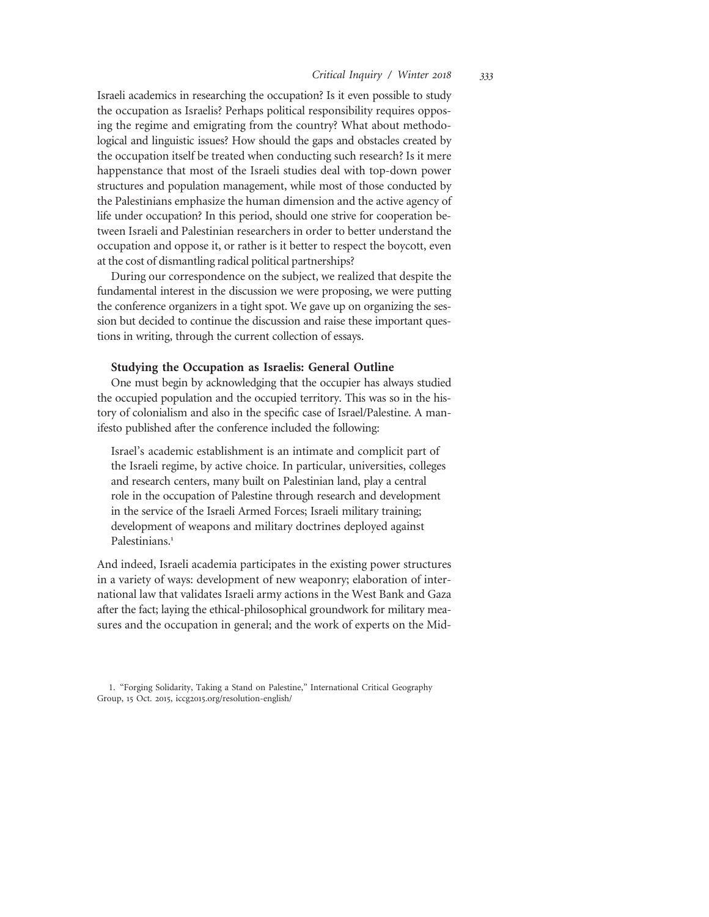Israeli academics in researching the occupation? Is it even possible to study the occupation as Israelis? Perhaps political responsibility requires opposing the regime and emigrating from the country? What about methodological and linguistic issues? How should the gaps and obstacles created by the occupation itself be treated when conducting such research? Is it mere happenstance that most of the Israeli studies deal with top-down power structures and population management, while most of those conducted by the Palestinians emphasize the human dimension and the active agency of life under occupation? In this period, should one strive for cooperation between Israeli and Palestinian researchers in order to better understand the occupation and oppose it, or rather is it better to respect the boycott, even at the cost of dismantling radical political partnerships?

During our correspondence on the subject, we realized that despite the fundamental interest in the discussion we were proposing, we were putting the conference organizers in a tight spot. We gave up on organizing the session but decided to continue the discussion and raise these important questions in writing, through the current collection of essays.

### Studying the Occupation as Israelis: General Outline

One must begin by acknowledging that the occupier has always studied the occupied population and the occupied territory. This was so in the history of colonialism and also in the specific case of Israel/Palestine. A manifesto published after the conference included the following:

> Israel's academic establishment is an intimate and complicit part of the Israeli regime, by active choice. In particular, universities, colleges and research centers, many built on Palestinian land, play a central role in the occupation of Palestine through research and development in the service of the Israeli Armed Forces; Israeli military training; development of weapons and military doctrines deployed against Palestinians.[1]

And indeed, Israeli academia participates in the existing power structures in a variety of ways: development of new weaponry; elaboration of international law that validates Israeli army actions in the West Bank and Gaza after the fact; laying the ethical-philosophical groundwork for military measures and the occupation in general; and the work of experts on the Mid-

1. "Forging Solidarity, Taking a Stand on Palestine," International Critical Geography Group, 15 Oct. 2015, iccg2015.org/resolution-english/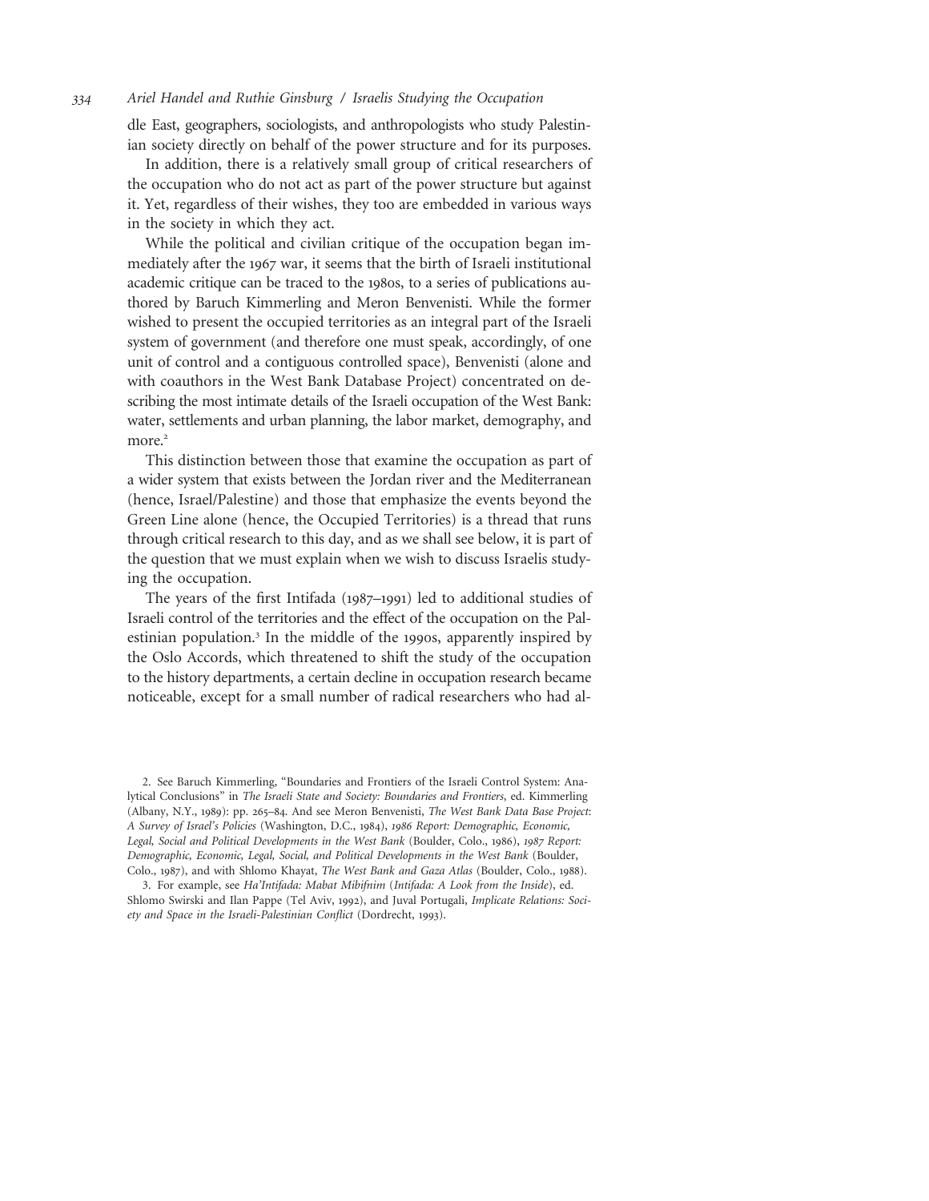dle East, geographers, sociologists, and anthropologists who study Palestinian society directly on behalf of the power structure and for its purposes.

In addition, there is a relatively small group of critical researchers of the occupation who do not act as part of the power structure but against it. Yet, regardless of their wishes, they too are embedded in various ways in the society in which they act.

While the political and civilian critique of the occupation began immediately after the 1967 war, it seems that the birth of Israeli institutional academic critique can be traced to the 1980s, to a series of publications authored by Baruch Kimmerling and Meron Benvenisti. While the former wished to present the occupied territories as an integral part of the Israeli system of government (and therefore one must speak, accordingly, of one unit of control and a contiguous controlled space), Benvenisti (alone and with coauthors in the West Bank Database Project) concentrated on describing the most intimate details of the Israeli occupation of the West Bank: water, settlements and urban planning, the labor market, demography, and more.[2]

This distinction between those that examine the occupation as part of a wider system that exists between the Jordan river and the Mediterranean (hence, Israel/Palestine) and those that emphasize the events beyond the Green Line alone (hence, the Occupied Territories) is a thread that runs through critical research to this day, and as we shall see below, it is part of the question that we must explain when we wish to discuss Israelis studying the occupation.

The years of the first Intifada (1987–1991) led to additional studies of Israeli control of the territories and the effect of the occupation on the Palestinian population.[3] In the middle of the 1990s, apparently inspired by the Oslo Accords, which threatened to shift the study of the occupation to the history departments, a certain decline in occupation research became noticeable, except for a small number of radical researchers who had al-

2. See Baruch Kimmerling, "Boundaries and Frontiers of the Israeli Control System: Analytical Conclusions" in *The Israeli State and Society: Boundaries and Frontiers*, ed. Kimmerling (Albany, N.Y., 1989): pp. 265–84. And see Meron Benvenisti, *The West Bank Data Base Project: A Survey of Israel's Policies* (Washington, D.C., 1984), *1986 Report: Demographic, Economic, Legal, Social and Political Developments in the West Bank* (Boulder, Colo., 1986), *1987 Report: Demographic, Economic, Legal, Social, and Political Developments in the West Bank* (Boulder, Colo., 1987), and with Shlomo Khayat, *The West Bank and Gaza Atlas* (Boulder, Colo., 1988).

3. For example, see *Ha'Intifada: Mabat Mibifnim* (*Intifada: A Look from the Inside*), ed. Shlomo Swirski and Ilan Pappe (Tel Aviv, 1992), and Juval Portugali, *Implicate Relations: Society and Space in the Israeli-Palestinian Conflict* (Dordrecht, 1993).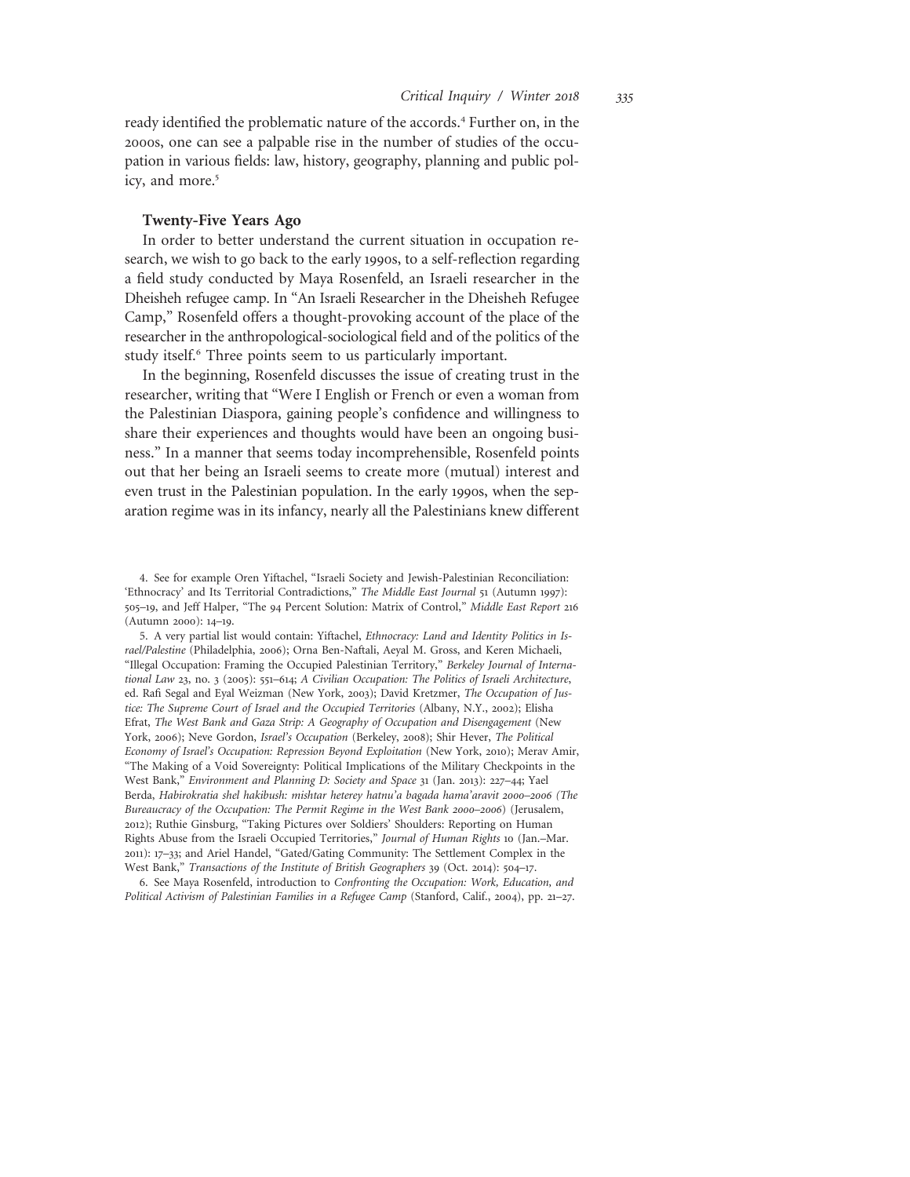ready identified the problematic nature of the accords.[4] Further on, in the 2000s, one can see a palpable rise in the number of studies of the occupation in various fields: law, history, geography, planning and public policy, and more.[5]

### Twenty-Five Years Ago

In order to better understand the current situation in occupation research, we wish to go back to the early 1990s, to a self-reflection regarding a field study conducted by Maya Rosenfeld, an Israeli researcher in the Dheisheh refugee camp. In "An Israeli Researcher in the Dheisheh Refugee Camp," Rosenfeld offers a thought-provoking account of the place of the researcher in the anthropological-sociological field and of the politics of the study itself.[6] Three points seem to us particularly important.

In the beginning, Rosenfeld discusses the issue of creating trust in the researcher, writing that "Were I English or French or even a woman from the Palestinian Diaspora, gaining people's confidence and willingness to share their experiences and thoughts would have been an ongoing business." In a manner that seems today incomprehensible, Rosenfeld points out that her being an Israeli seems to create more (mutual) interest and even trust in the Palestinian population. In the early 1990s, when the separation regime was in its infancy, nearly all the Palestinians knew different

4. See for example Oren Yiftachel, "Israeli Society and Jewish-Palestinian Reconciliation: 'Ethnocracy' and Its Territorial Contradictions," *The Middle East Journal* 51 (Autumn 1997): 505–19, and Jeff Halper, "The 94 Percent Solution: Matrix of Control," *Middle East Report* 216 (Autumn 2000): 14–19.

5. A very partial list would contain: Yiftachel, *Ethnocracy: Land and Identity Politics in Israel/Palestine* (Philadelphia, 2006); Orna Ben-Naftali, Aeyal M. Gross, and Keren Michaeli, "Illegal Occupation: Framing the Occupied Palestinian Territory," *Berkeley Journal of International Law* 23, no. 3 (2005): 551–614; *A Civilian Occupation: The Politics of Israeli Architecture*, ed. Rafi Segal and Eyal Weizman (New York, 2003); David Kretzmer, *The Occupation of Justice: The Supreme Court of Israel and the Occupied Territories* (Albany, N.Y., 2002); Elisha Efrat, *The West Bank and Gaza Strip: A Geography of Occupation and Disengagement* (New York, 2006); Neve Gordon, *Israel's Occupation* (Berkeley, 2008); Shir Hever, *The Political Economy of Israel's Occupation: Repression Beyond Exploitation* (New York, 2010); Merav Amir, "The Making of a Void Sovereignty: Political Implications of the Military Checkpoints in the West Bank," *Environment and Planning D: Society and Space* 31 (Jan. 2013): 227–44; Yael Berda, *Habirokratia shel hakibush: mishtar heterey hatnu'a bagada hama'aravit 2000–2006 (The Bureaucracy of the Occupation: The Permit Regime in the West Bank 2000–2006)* (Jerusalem, 2012); Ruthie Ginsburg, "Taking Pictures over Soldiers' Shoulders: Reporting on Human Rights Abuse from the Israeli Occupied Territories," *Journal of Human Rights* 10 (Jan.–Mar. 2011): 17–33; and Ariel Handel, "Gated/Gating Community: The Settlement Complex in the West Bank," *Transactions of the Institute of British Geographers* 39 (Oct. 2014): 504–17.

6. See Maya Rosenfeld, introduction to *Confronting the Occupation: Work, Education, and Political Activism of Palestinian Families in a Refugee Camp* (Stanford, Calif., 2004), pp. 21–27.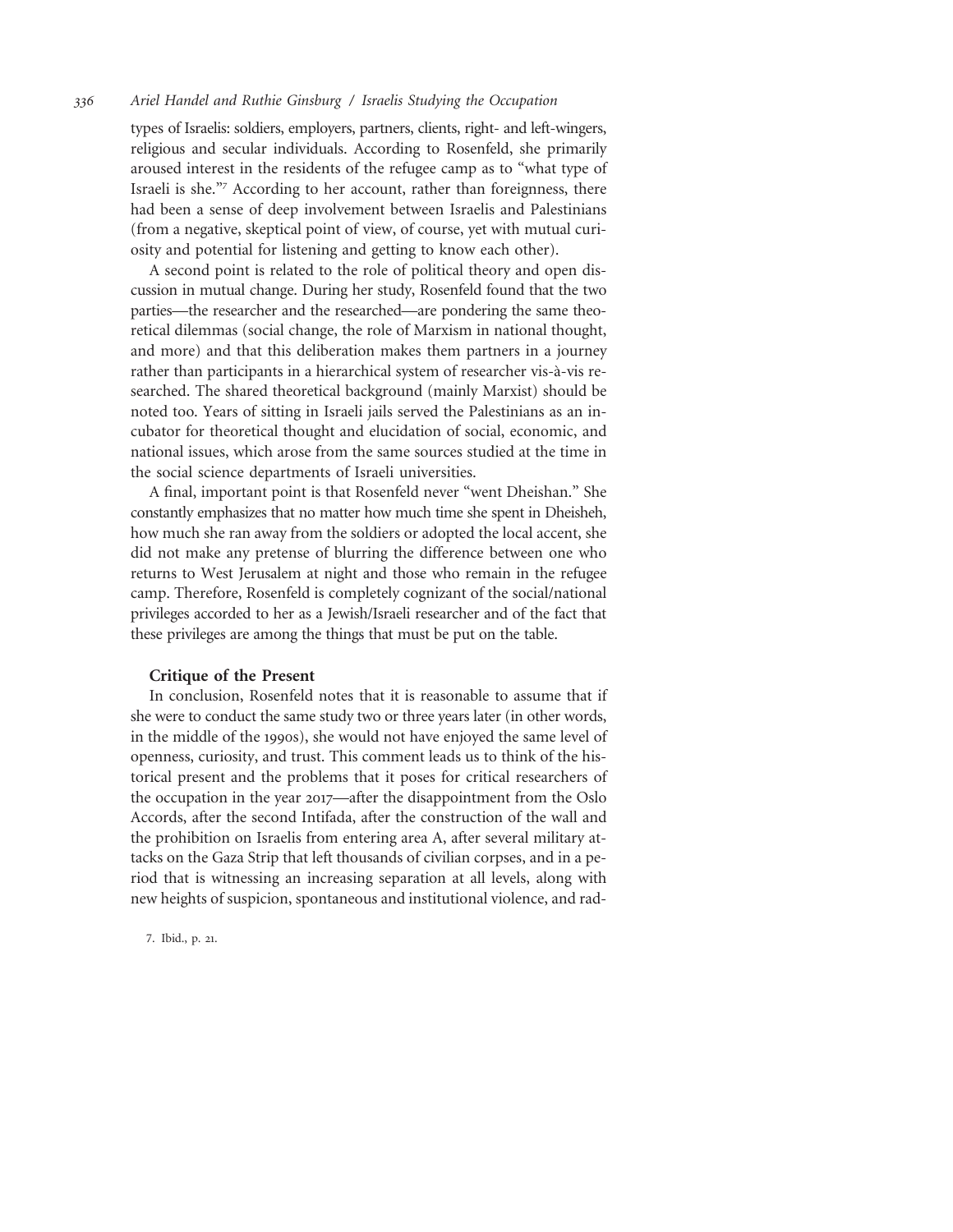types of Israelis: soldiers, employers, partners, clients, right- and left-wingers, religious and secular individuals. According to Rosenfeld, she primarily aroused interest in the residents of the refugee camp as to "what type of Israeli is she."[7] According to her account, rather than foreignness, there had been a sense of deep involvement between Israelis and Palestinians (from a negative, skeptical point of view, of course, yet with mutual curiosity and potential for listening and getting to know each other).

A second point is related to the role of political theory and open discussion in mutual change. During her study, Rosenfeld found that the two parties—the researcher and the researched—are pondering the same theoretical dilemmas (social change, the role of Marxism in national thought, and more) and that this deliberation makes them partners in a journey rather than participants in a hierarchical system of researcher vis-à-vis researched. The shared theoretical background (mainly Marxist) should be noted too. Years of sitting in Israeli jails served the Palestinians as an incubator for theoretical thought and elucidation of social, economic, and national issues, which arose from the same sources studied at the time in the social science departments of Israeli universities.

A final, important point is that Rosenfeld never "went Dheishan." She constantly emphasizes that no matter how much time she spent in Dheisheh, how much she ran away from the soldiers or adopted the local accent, she did not make any pretense of blurring the difference between one who returns to West Jerusalem at night and those who remain in the refugee camp. Therefore, Rosenfeld is completely cognizant of the social/national privileges accorded to her as a Jewish/Israeli researcher and of the fact that these privileges are among the things that must be put on the table.

### Critique of the Present

In conclusion, Rosenfeld notes that it is reasonable to assume that if she were to conduct the same study two or three years later (in other words, in the middle of the 1990s), she would not have enjoyed the same level of openness, curiosity, and trust. This comment leads us to think of the historical present and the problems that it poses for critical researchers of the occupation in the year 2017—after the disappointment from the Oslo Accords, after the second Intifada, after the construction of the wall and the prohibition on Israelis from entering area A, after several military attacks on the Gaza Strip that left thousands of civilian corpses, and in a period that is witnessing an increasing separation at all levels, along with new heights of suspicion, spontaneous and institutional violence, and rad-

7. Ibid., p. 21.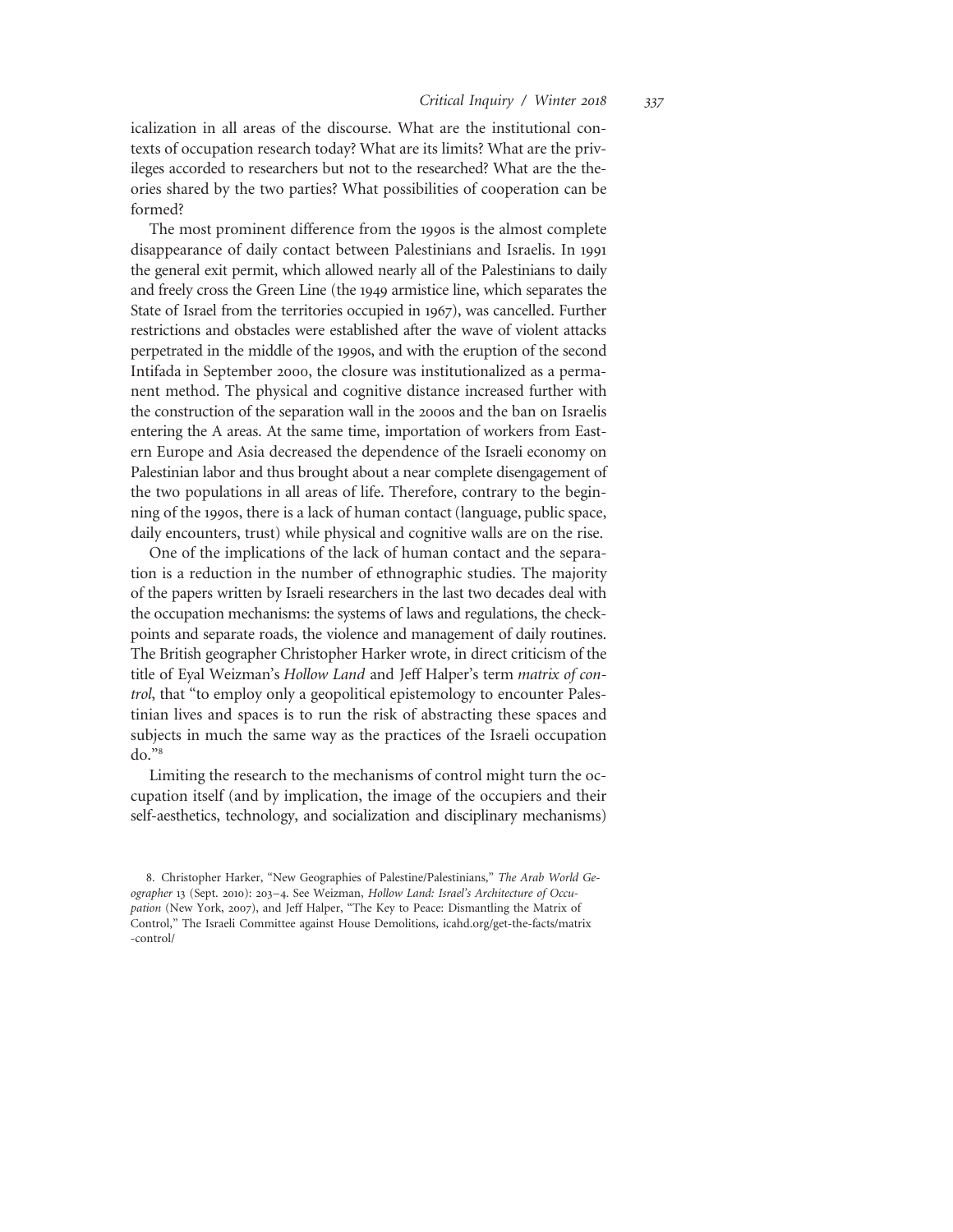icalization in all areas of the discourse. What are the institutional contexts of occupation research today? What are its limits? What are the privileges accorded to researchers but not to the researched? What are the theories shared by the two parties? What possibilities of cooperation can be formed?

The most prominent difference from the 1990s is the almost complete disappearance of daily contact between Palestinians and Israelis. In 1991 the general exit permit, which allowed nearly all of the Palestinians to daily and freely cross the Green Line (the 1949 armistice line, which separates the State of Israel from the territories occupied in 1967), was cancelled. Further restrictions and obstacles were established after the wave of violent attacks perpetrated in the middle of the 1990s, and with the eruption of the second Intifada in September 2000, the closure was institutionalized as a permanent method. The physical and cognitive distance increased further with the construction of the separation wall in the 2000s and the ban on Israelis entering the A areas. At the same time, importation of workers from Eastern Europe and Asia decreased the dependence of the Israeli economy on Palestinian labor and thus brought about a near complete disengagement of the two populations in all areas of life. Therefore, contrary to the beginning of the 1990s, there is a lack of human contact (language, public space, daily encounters, trust) while physical and cognitive walls are on the rise.

One of the implications of the lack of human contact and the separation is a reduction in the number of ethnographic studies. The majority of the papers written by Israeli researchers in the last two decades deal with the occupation mechanisms: the systems of laws and regulations, the checkpoints and separate roads, the violence and management of daily routines. The British geographer Christopher Harker wrote, in direct criticism of the title of Eyal Weizman's *Hollow Land* and Jeff Halper's term *matrix of control*, that "to employ only a geopolitical epistemology to encounter Palestinian lives and spaces is to run the risk of abstracting these spaces and subjects in much the same way as the practices of the Israeli occupation do."[8]

Limiting the research to the mechanisms of control might turn the occupation itself (and by implication, the image of the occupiers and their self-aesthetics, technology, and socialization and disciplinary mechanisms)

8. Christopher Harker, "New Geographies of Palestine/Palestinians," *The Arab World Geographer* 13 (Sept. 2010): 203–4. See Weizman, *Hollow Land: Israel's Architecture of Occupation* (New York, 2007), and Jeff Halper, "The Key to Peace: Dismantling the Matrix of Control," The Israeli Committee against House Demolitions, icahd.org/get-the-facts/matrix-control/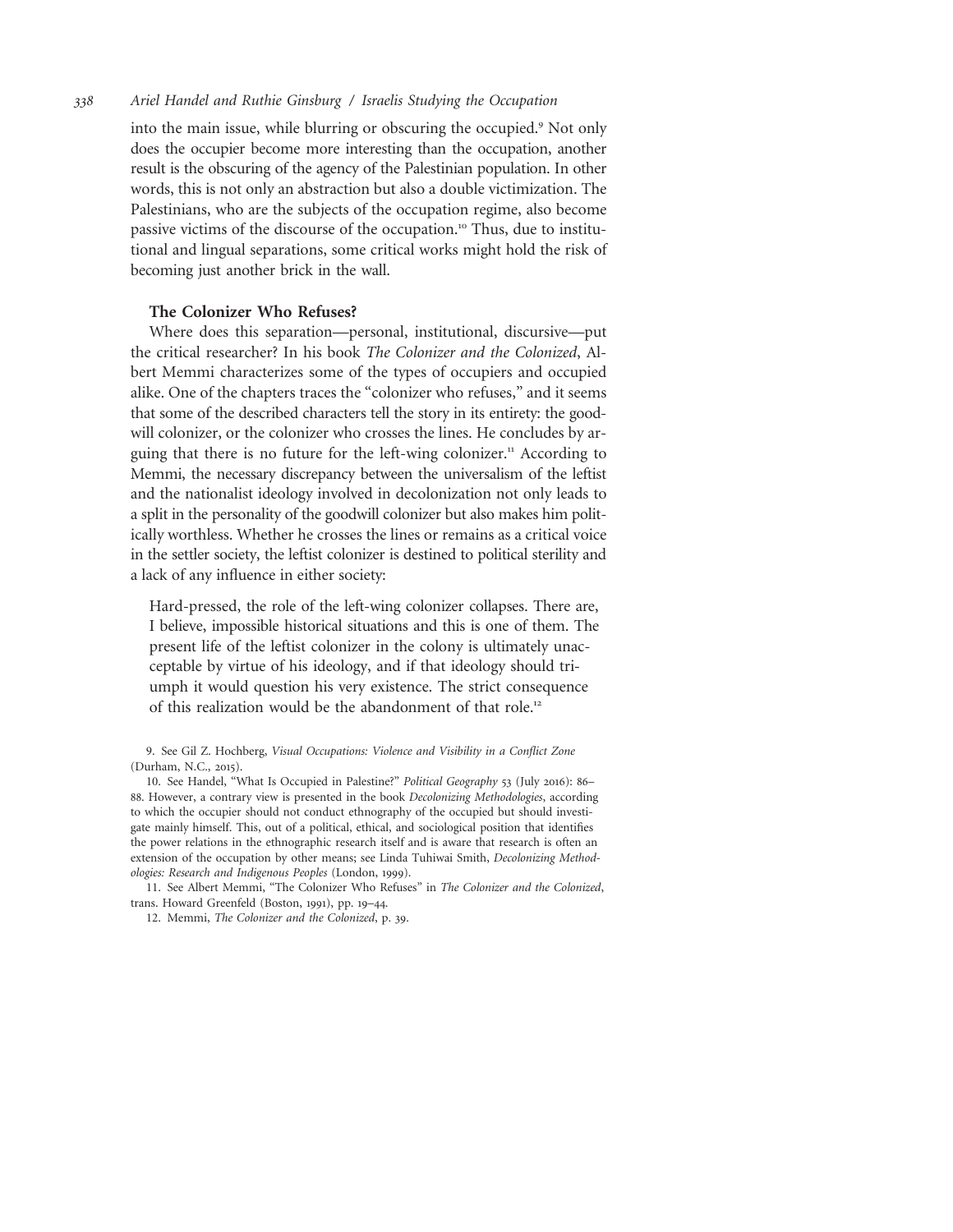into the main issue, while blurring or obscuring the occupied.[9] Not only does the occupier become more interesting than the occupation, another result is the obscuring of the agency of the Palestinian population. In other words, this is not only an abstraction but also a double victimization. The Palestinians, who are the subjects of the occupation regime, also become passive victims of the discourse of the occupation.[10] Thus, due to institutional and lingual separations, some critical works might hold the risk of becoming just another brick in the wall.

### The Colonizer Who Refuses?

Where does this separation—personal, institutional, discursive—put the critical researcher? In his book *The Colonizer and the Colonized*, Albert Memmi characterizes some of the types of occupiers and occupied alike. One of the chapters traces the "colonizer who refuses," and it seems that some of the described characters tell the story in its entirety: the goodwill colonizer, or the colonizer who crosses the lines. He concludes by arguing that there is no future for the left-wing colonizer.[11] According to Memmi, the necessary discrepancy between the universalism of the leftist and the nationalist ideology involved in decolonization not only leads to a split in the personality of the goodwill colonizer but also makes him politically worthless. Whether he crosses the lines or remains as a critical voice in the settler society, the leftist colonizer is destined to political sterility and a lack of any influence in either society:

> Hard-pressed, the role of the left-wing colonizer collapses. There are, I believe, impossible historical situations and this is one of them. The present life of the leftist colonizer in the colony is ultimately unacceptable by virtue of his ideology, and if that ideology should triumph it would question his very existence. The strict consequence of this realization would be the abandonment of that role.[12]

9. See Gil Z. Hochberg, *Visual Occupations: Violence and Visibility in a Conflict Zone* (Durham, N.C., 2015).

10. See Handel, "What Is Occupied in Palestine?" *Political Geography* 53 (July 2016): 86–88. However, a contrary view is presented in the book *Decolonizing Methodologies*, according to which the occupier should not conduct ethnography of the occupied but should investigate mainly himself. This, out of a political, ethical, and sociological position that identifies the power relations in the ethnographic research itself and is aware that research is often an extension of the occupation by other means; see Linda Tuhiwai Smith, *Decolonizing Methodologies: Research and Indigenous Peoples* (London, 1999).

11. See Albert Memmi, "The Colonizer Who Refuses" in *The Colonizer and the Colonized*, trans. Howard Greenfeld (Boston, 1991), pp. 19–44.

12. Memmi, *The Colonizer and the Colonized*, p. 39.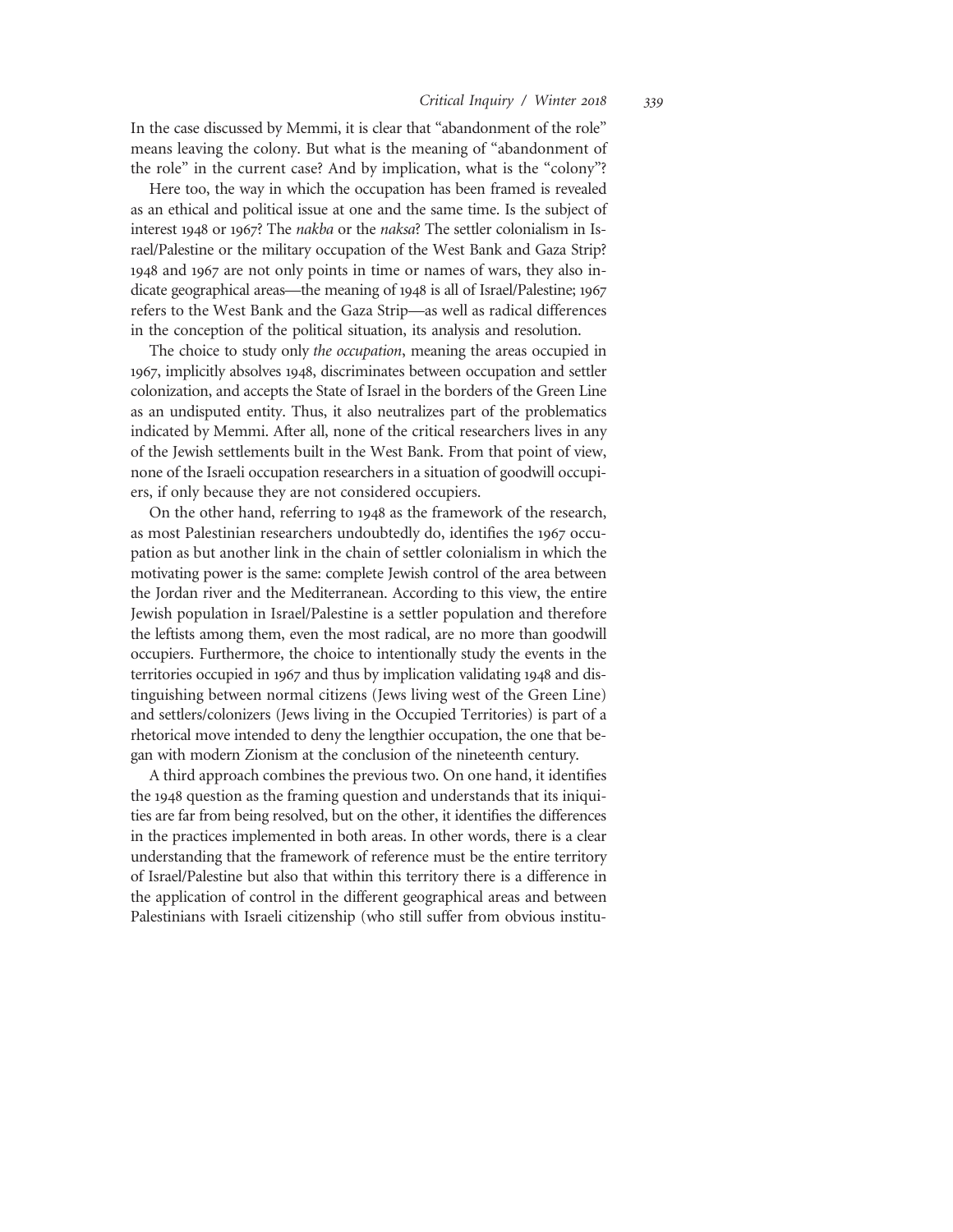In the case discussed by Memmi, it is clear that "abandonment of the role" means leaving the colony. But what is the meaning of "abandonment of the role" in the current case? And by implication, what is the "colony"?

Here too, the way in which the occupation has been framed is revealed as an ethical and political issue at one and the same time. Is the subject of interest 1948 or 1967? The *nakba* or the *naksa*? The settler colonialism in Israel/Palestine or the military occupation of the West Bank and Gaza Strip? 1948 and 1967 are not only points in time or names of wars, they also indicate geographical areas—the meaning of 1948 is all of Israel/Palestine; 1967 refers to the West Bank and the Gaza Strip—as well as radical differences in the conception of the political situation, its analysis and resolution.

The choice to study only *the occupation*, meaning the areas occupied in 1967, implicitly absolves 1948, discriminates between occupation and settler colonization, and accepts the State of Israel in the borders of the Green Line as an undisputed entity. Thus, it also neutralizes part of the problematics indicated by Memmi. After all, none of the critical researchers lives in any of the Jewish settlements built in the West Bank. From that point of view, none of the Israeli occupation researchers in a situation of goodwill occupiers, if only because they are not considered occupiers.

On the other hand, referring to 1948 as the framework of the research, as most Palestinian researchers undoubtedly do, identifies the 1967 occupation as but another link in the chain of settler colonialism in which the motivating power is the same: complete Jewish control of the area between the Jordan river and the Mediterranean. According to this view, the entire Jewish population in Israel/Palestine is a settler population and therefore the leftists among them, even the most radical, are no more than goodwill occupiers. Furthermore, the choice to intentionally study the events in the territories occupied in 1967 and thus by implication validating 1948 and distinguishing between normal citizens (Jews living west of the Green Line) and settlers/colonizers (Jews living in the Occupied Territories) is part of a rhetorical move intended to deny the lengthier occupation, the one that began with modern Zionism at the conclusion of the nineteenth century.

A third approach combines the previous two. On one hand, it identifies the 1948 question as the framing question and understands that its iniquities are far from being resolved, but on the other, it identifies the differences in the practices implemented in both areas. In other words, there is a clear understanding that the framework of reference must be the entire territory of Israel/Palestine but also that within this territory there is a difference in the application of control in the different geographical areas and between Palestinians with Israeli citizenship (who still suffer from obvious institu-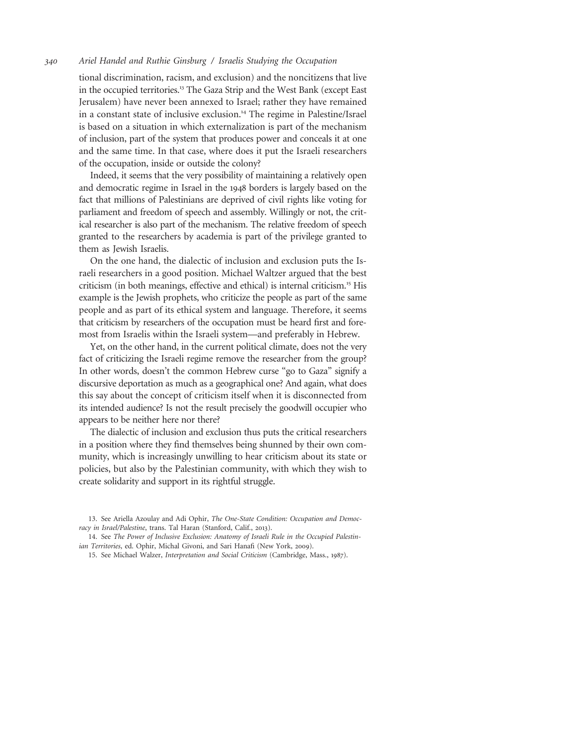tional discrimination, racism, and exclusion) and the noncitizens that live in the occupied territories.[13] The Gaza Strip and the West Bank (except East Jerusalem) have never been annexed to Israel; rather they have remained in a constant state of inclusive exclusion.[14] The regime in Palestine/Israel is based on a situation in which externalization is part of the mechanism of inclusion, part of the system that produces power and conceals it at one and the same time. In that case, where does it put the Israeli researchers of the occupation, inside or outside the colony?

Indeed, it seems that the very possibility of maintaining a relatively open and democratic regime in Israel in the 1948 borders is largely based on the fact that millions of Palestinians are deprived of civil rights like voting for parliament and freedom of speech and assembly. Willingly or not, the critical researcher is also part of the mechanism. The relative freedom of speech granted to the researchers by academia is part of the privilege granted to them as Jewish Israelis.

On the one hand, the dialectic of inclusion and exclusion puts the Israeli researchers in a good position. Michael Waltzer argued that the best criticism (in both meanings, effective and ethical) is internal criticism.[15] His example is the Jewish prophets, who criticize the people as part of the same people and as part of its ethical system and language. Therefore, it seems that criticism by researchers of the occupation must be heard first and foremost from Israelis within the Israeli system—and preferably in Hebrew.

Yet, on the other hand, in the current political climate, does not the very fact of criticizing the Israeli regime remove the researcher from the group? In other words, doesn't the common Hebrew curse "go to Gaza" signify a discursive deportation as much as a geographical one? And again, what does this say about the concept of criticism itself when it is disconnected from its intended audience? Is not the result precisely the goodwill occupier who appears to be neither here nor there?

The dialectic of inclusion and exclusion thus puts the critical researchers in a position where they find themselves being shunned by their own community, which is increasingly unwilling to hear criticism about its state or policies, but also by the Palestinian community, with which they wish to create solidarity and support in its rightful struggle.

13. See Ariella Azoulay and Adi Ophir, *The One-State Condition: Occupation and Democracy in Israel/Palestine*, trans. Tal Haran (Stanford, Calif., 2013).

14. See *The Power of Inclusive Exclusion: Anatomy of Israeli Rule in the Occupied Palestinian Territories*, ed. Ophir, Michal Givoni, and Sari Hanafi (New York, 2009).

15. See Michael Walzer, *Interpretation and Social Criticism* (Cambridge, Mass., 1987).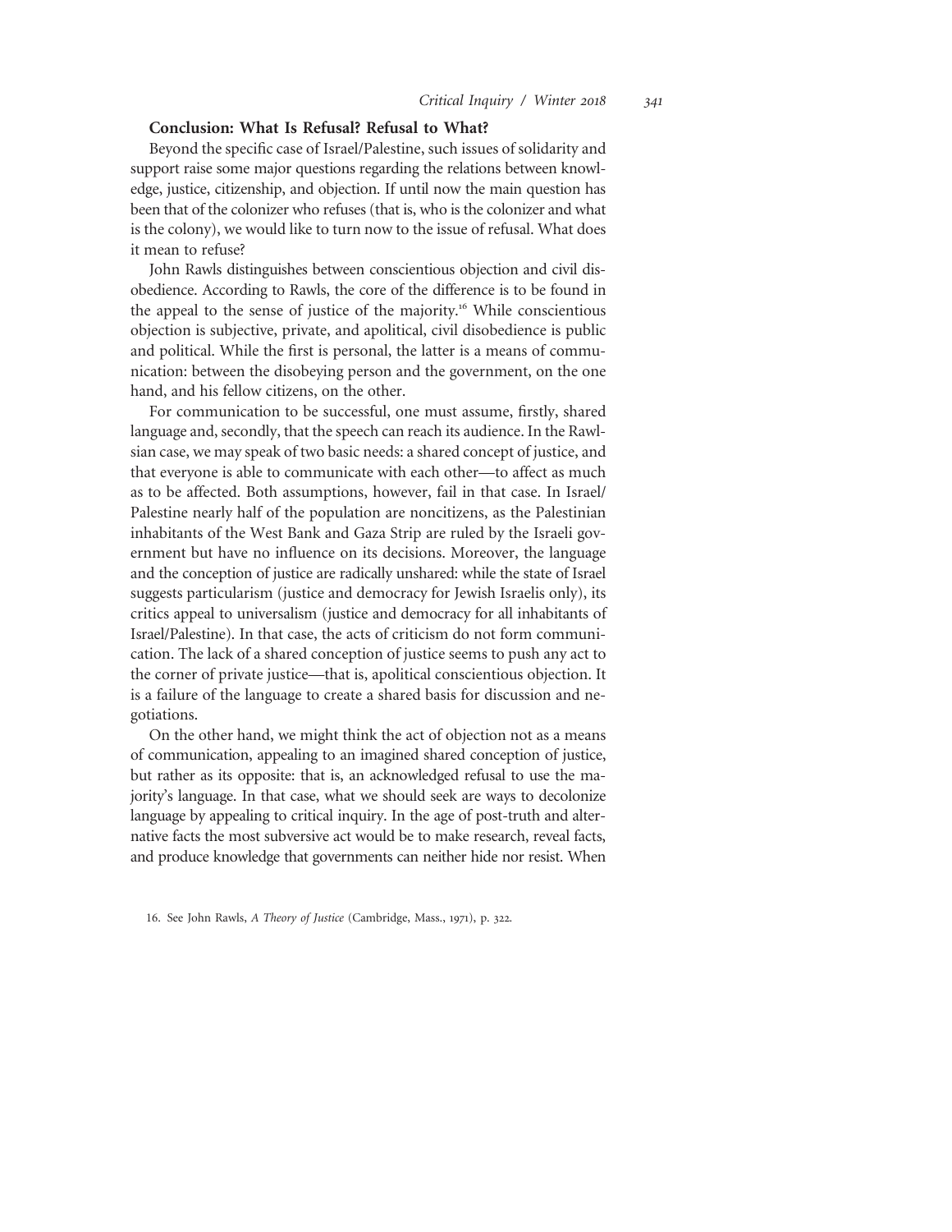**Conclusion: What Is Refusal? Refusal to What?**

Beyond the specific case of Israel/Palestine, such issues of solidarity and support raise some major questions regarding the relations between knowledge, justice, citizenship, and objection. If until now the main question has been that of the colonizer who refuses (that is, who is the colonizer and what is the colony), we would like to turn now to the issue of refusal. What does it mean to refuse?

John Rawls distinguishes between conscientious objection and civil disobedience. According to Rawls, the core of the difference is to be found in the appeal to the sense of justice of the majority.[16] While conscientious objection is subjective, private, and apolitical, civil disobedience is public and political. While the first is personal, the latter is a means of communication: between the disobeying person and the government, on the one hand, and his fellow citizens, on the other.

For communication to be successful, one must assume, firstly, shared language and, secondly, that the speech can reach its audience. In the Rawlsian case, we may speak of two basic needs: a shared concept of justice, and that everyone is able to communicate with each other—to affect as much as to be affected. Both assumptions, however, fail in that case. In Israel/Palestine nearly half of the population are noncitizens, as the Palestinian inhabitants of the West Bank and Gaza Strip are ruled by the Israeli government but have no influence on its decisions. Moreover, the language and the conception of justice are radically unshared: while the state of Israel suggests particularism (justice and democracy for Jewish Israelis only), its critics appeal to universalism (justice and democracy for all inhabitants of Israel/Palestine). In that case, the acts of criticism do not form communication. The lack of a shared conception of justice seems to push any act to the corner of private justice—that is, apolitical conscientious objection. It is a failure of the language to create a shared basis for discussion and negotiations.

On the other hand, we might think the act of objection not as a means of communication, appealing to an imagined shared conception of justice, but rather as its opposite: that is, an acknowledged refusal to use the majority's language. In that case, what we should seek are ways to decolonize language by appealing to critical inquiry. In the age of post-truth and alternative facts the most subversive act would be to make research, reveal facts, and produce knowledge that governments can neither hide nor resist. When

16. See John Rawls, *A Theory of Justice* (Cambridge, Mass., 1971), p. 322.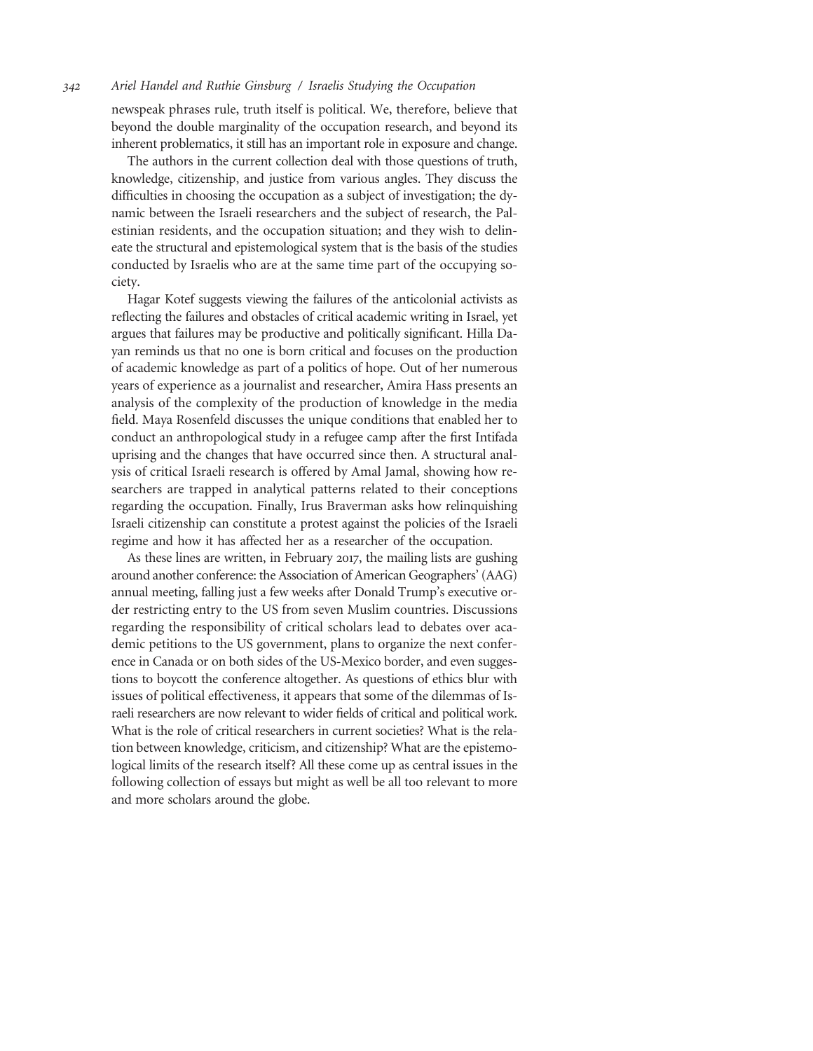newspeak phrases rule, truth itself is political. We, therefore, believe that beyond the double marginality of the occupation research, and beyond its inherent problematics, it still has an important role in exposure and change.

The authors in the current collection deal with those questions of truth, knowledge, citizenship, and justice from various angles. They discuss the difficulties in choosing the occupation as a subject of investigation; the dynamic between the Israeli researchers and the subject of research, the Palestinian residents, and the occupation situation; and they wish to delineate the structural and epistemological system that is the basis of the studies conducted by Israelis who are at the same time part of the occupying society.

Hagar Kotef suggests viewing the failures of the anticolonial activists as reflecting the failures and obstacles of critical academic writing in Israel, yet argues that failures may be productive and politically significant. Hilla Dayan reminds us that no one is born critical and focuses on the production of academic knowledge as part of a politics of hope. Out of her numerous years of experience as a journalist and researcher, Amira Hass presents an analysis of the complexity of the production of knowledge in the media field. Maya Rosenfeld discusses the unique conditions that enabled her to conduct an anthropological study in a refugee camp after the first Intifada uprising and the changes that have occurred since then. A structural analysis of critical Israeli research is offered by Amal Jamal, showing how researchers are trapped in analytical patterns related to their conceptions regarding the occupation. Finally, Irus Braverman asks how relinquishing Israeli citizenship can constitute a protest against the policies of the Israeli regime and how it has affected her as a researcher of the occupation.

As these lines are written, in February 2017, the mailing lists are gushing around another conference: the Association of American Geographers' (AAG) annual meeting, falling just a few weeks after Donald Trump's executive order restricting entry to the US from seven Muslim countries. Discussions regarding the responsibility of critical scholars lead to debates over academic petitions to the US government, plans to organize the next conference in Canada or on both sides of the US-Mexico border, and even suggestions to boycott the conference altogether. As questions of ethics blur with issues of political effectiveness, it appears that some of the dilemmas of Israeli researchers are now relevant to wider fields of critical and political work. What is the role of critical researchers in current societies? What is the relation between knowledge, criticism, and citizenship? What are the epistemological limits of the research itself? All these come up as central issues in the following collection of essays but might as well be all too relevant to more and more scholars around the globe.